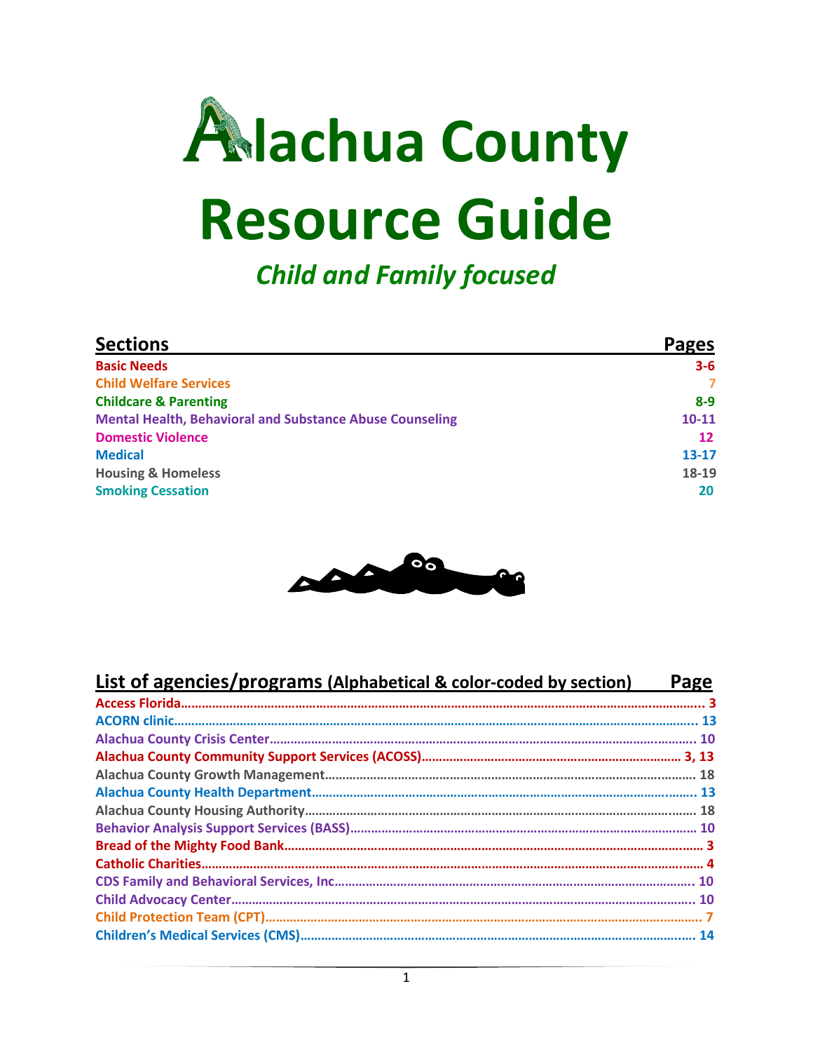# Alachua County Resource Guide

## *Child and Family focused*

| Sections | Pages |
|---|---|
| Basic Needs | 3-6 |
| Child Welfare Services | 7 |
| Childcare & Parenting | 8-9 |
| Mental Health, Behavioral and Substance Abuse Counseling | 10-11 |
| Domestic Violence | 12 |
| Medical | 13-17 |
| Housing & Homeless | 18-19 |
| Smoking Cessation | 20 |

## List of agencies/programs (Alphabetical & color-coded by section)

| Agency/Program | Page |
|---|---|
| Access Florida | 3 |
| ACORN clinic | 13 |
| Alachua County Crisis Center | 10 |
| Alachua County Community Support Services (ACOSS) | 3, 13 |
| Alachua County Growth Management | 18 |
| Alachua County Health Department | 13 |
| Alachua County Housing Authority | 18 |
| Behavior Analysis Support Services (BASS) | 10 |
| Bread of the Mighty Food Bank | 3 |
| Catholic Charities | 4 |
| CDS Family and Behavioral Services, Inc | 10 |
| Child Advocacy Center | 10 |
| Child Protection Team (CPT) | 7 |
| Children's Medical Services (CMS) | 14 |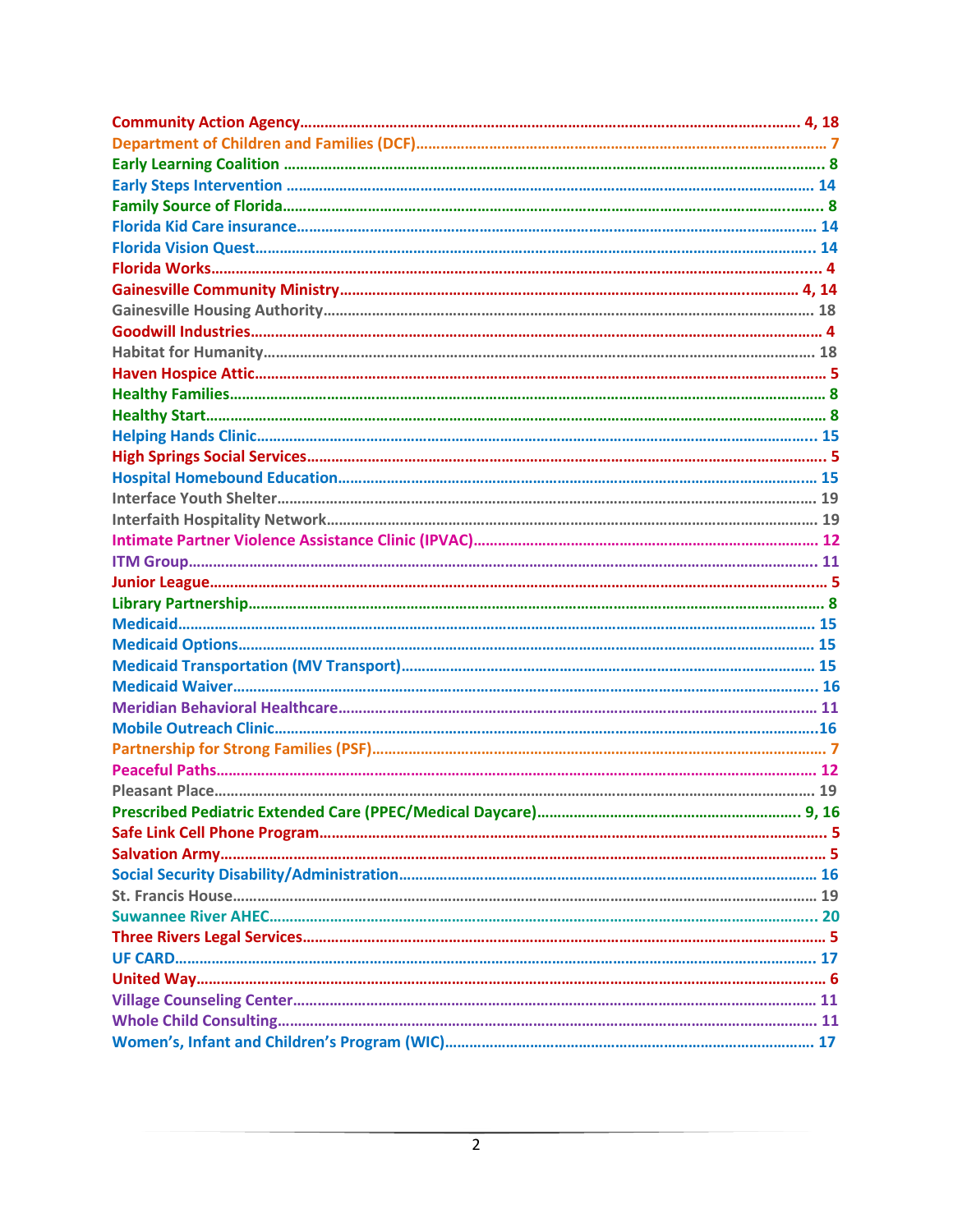**Community Action Agency**........................................................................................................................ 4, 18
**Department of Children and Families (DCF)**.................................................................................................. 7
**Early Learning Coalition** ................................................................................................................................. 8
**Early Steps Intervention** .............................................................................................................................. 14
**Family Source of Florida**................................................................................................................................. 8
**Florida Kid Care insurance**............................................................................................................................ 14
**Florida Vision Quest**...................................................................................................................................... 14
**Florida Works**................................................................................................................................................. 4
**Gainesville Community Ministry**............................................................................................................. 4, 14
Gainesville Housing Authority......................................................................................................................... 18
**Goodwill Industries**......................................................................................................................................... 4
Habitat for Humanity........................................................................................................................................ 18
**Haven Hospice Attic**........................................................................................................................................ 5
**Healthy Families**............................................................................................................................................. 8
**Healthy Start**................................................................................................................................................... 8
**Helping Hands Clinic**..................................................................................................................................... 15
**High Springs Social Services**............................................................................................................................ 5
**Hospital Homebound Education**................................................................................................................... 15
Interface Youth Shelter..................................................................................................................................... 19
Interfaith Hospitality Network.......................................................................................................................... 19
**Intimate Partner Violence Assistance Clinic (IPVAC)**.................................................................................... 12
**ITM Group**...................................................................................................................................................... 11
**Junior League**.................................................................................................................................................. 5
**Library Partnership**......................................................................................................................................... 8
**Medicaid**........................................................................................................................................................ 15
**Medicaid Options**.......................................................................................................................................... 15
**Medicaid Transportation (MV Transport)**.................................................................................................... 15
**Medicaid Waiver**........................................................................................................................................... 16
**Meridian Behavioral Healthcare**................................................................................................................... 11
**Mobile Outreach Clinic**..................................................................................................................................16
**Partnership for Strong Families (PSF)**............................................................................................................. 7
**Peaceful Paths**............................................................................................................................................... 12
Pleasant Place................................................................................................................................................... 19
**Prescribed Pediatric Extended Care (PPEC/Medical Daycare)**................................................................. 9, 16
**Safe Link Cell Phone Program**.......................................................................................................................... 5
**Salvation Army**................................................................................................................................................. 5
**Social Security Disability/Administration**...................................................................................................... 16
St. Francis House.............................................................................................................................................. 19
**Suwannee River AHEC**.................................................................................................................................... 20
**Three Rivers Legal Services**.............................................................................................................................. 5
**UF CARD**......................................................................................................................................................... 17
**United Way**...................................................................................................................................................... 6
**Village Counseling Center**.............................................................................................................................. 11
**Whole Child Consulting**................................................................................................................................. 11
**Women's, Infant and Children's Program (WIC)**.......................................................................................... 17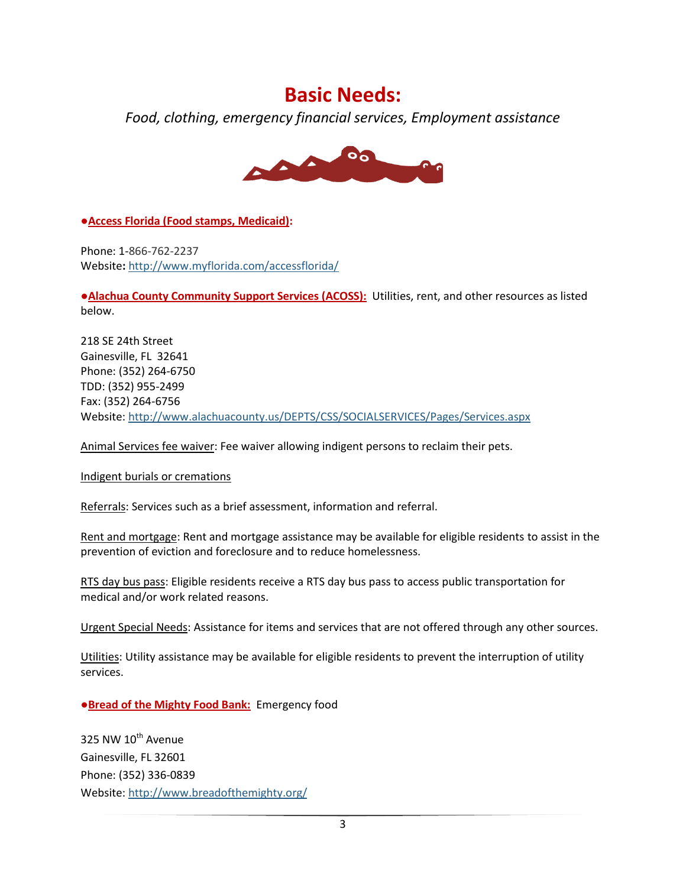# Basic Needs:

*Food, clothing, emergency financial services, Employment assistance*

**●Access Florida (Food stamps, Medicaid):**

Phone: 1-866-762-2237
Website: http://www.myflorida.com/accessflorida/

**●Alachua County Community Support Services (ACOSS):** Utilities, rent, and other resources as listed below.

218 SE 24th Street
Gainesville, FL 32641
Phone: (352) 264-6750
TDD: (352) 955-2499
Fax: (352) 264-6756
Website: http://www.alachuacounty.us/DEPTS/CSS/SOCIALSERVICES/Pages/Services.aspx

Animal Services fee waiver: Fee waiver allowing indigent persons to reclaim their pets.

Indigent burials or cremations

Referrals: Services such as a brief assessment, information and referral.

Rent and mortgage: Rent and mortgage assistance may be available for eligible residents to assist in the prevention of eviction and foreclosure and to reduce homelessness.

RTS day bus pass: Eligible residents receive a RTS day bus pass to access public transportation for medical and/or work related reasons.

Urgent Special Needs: Assistance for items and services that are not offered through any other sources.

Utilities: Utility assistance may be available for eligible residents to prevent the interruption of utility services.

**●Bread of the Mighty Food Bank:** Emergency food

325 NW 10th Avenue
Gainesville, FL 32601
Phone: (352) 336-0839
Website: http://www.breadofthemighty.org/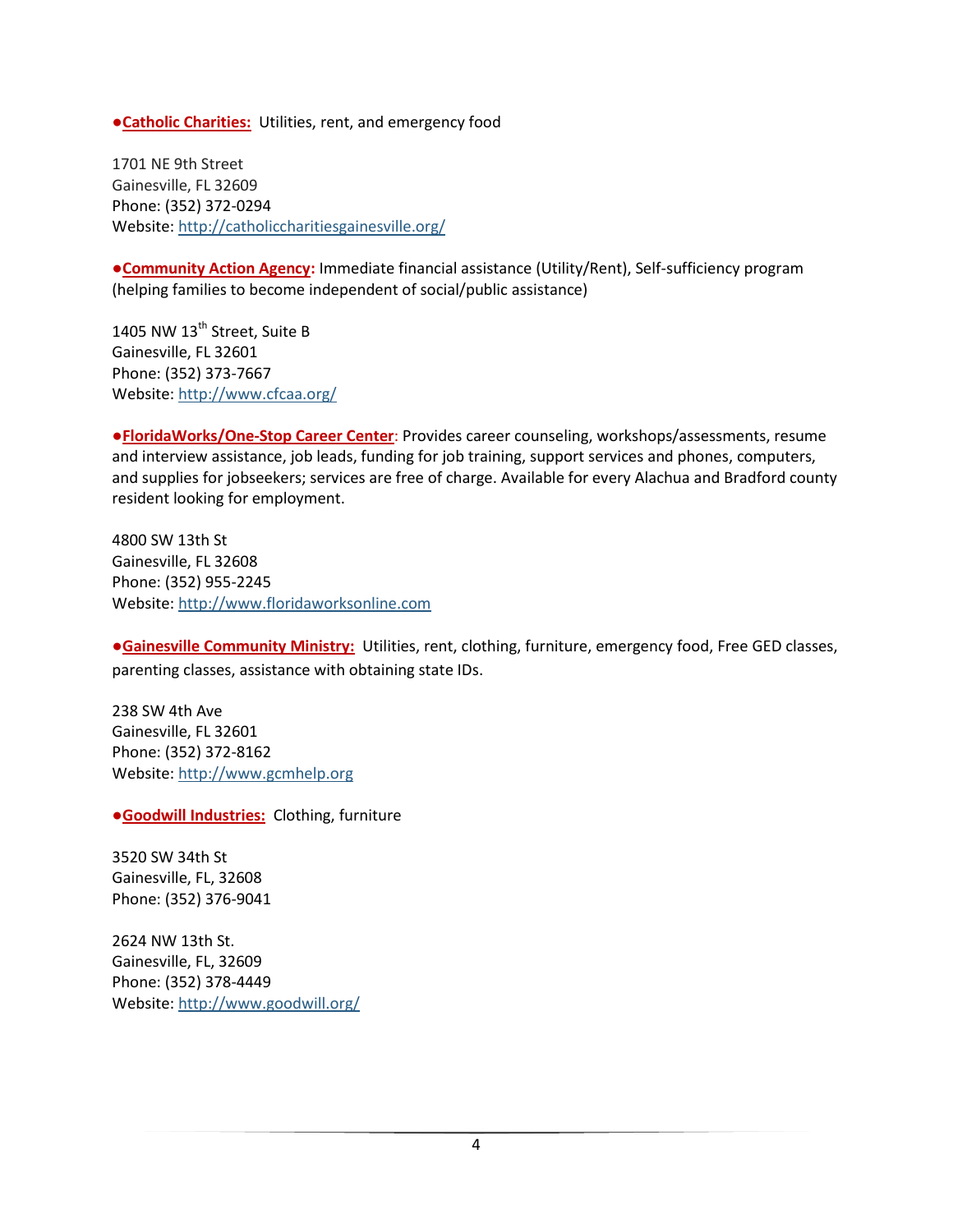●**Catholic Charities:** Utilities, rent, and emergency food

1701 NE 9th Street
Gainesville, FL 32609
Phone: (352) 372-0294
Website: http://catholiccharitiesgainesville.org/

●**Community Action Agency:** Immediate financial assistance (Utility/Rent), Self-sufficiency program (helping families to become independent of social/public assistance)

1405 NW 13th Street, Suite B
Gainesville, FL 32601
Phone: (352) 373-7667
Website: http://www.cfcaa.org/

●**FloridaWorks/One-Stop Career Center**: Provides career counseling, workshops/assessments, resume and interview assistance, job leads, funding for job training, support services and phones, computers, and supplies for jobseekers; services are free of charge. Available for every Alachua and Bradford county resident looking for employment.

4800 SW 13th St
Gainesville, FL 32608
Phone: (352) 955-2245
Website: http://www.floridaworksonline.com

●**Gainesville Community Ministry:** Utilities, rent, clothing, furniture, emergency food, Free GED classes, parenting classes, assistance with obtaining state IDs.

238 SW 4th Ave
Gainesville, FL 32601
Phone: (352) 372-8162
Website: http://www.gcmhelp.org

●**Goodwill Industries:** Clothing, furniture

3520 SW 34th St
Gainesville, FL, 32608
Phone: (352) 376-9041

2624 NW 13th St.
Gainesville, FL, 32609
Phone: (352) 378-4449
Website: http://www.goodwill.org/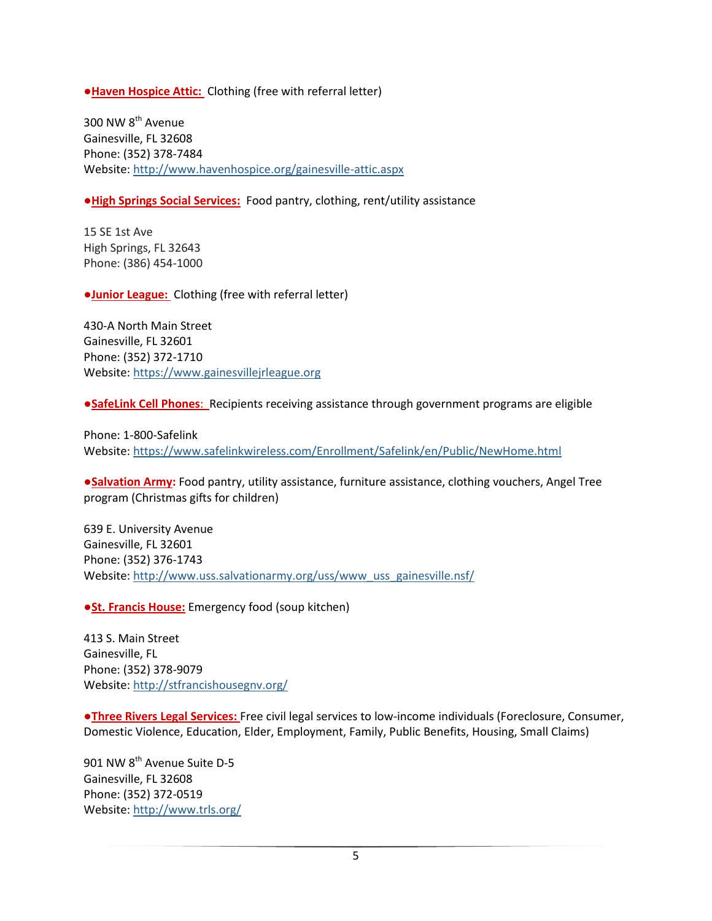●**Haven Hospice Attic:** Clothing (free with referral letter)

300 NW 8th Avenue
Gainesville, FL 32608
Phone: (352) 378-7484
Website: http://www.havenhospice.org/gainesville-attic.aspx

●**High Springs Social Services:** Food pantry, clothing, rent/utility assistance

15 SE 1st Ave
High Springs, FL 32643
Phone: (386) 454-1000

●**Junior League:** Clothing (free with referral letter)

430-A North Main Street
Gainesville, FL 32601
Phone: (352) 372-1710
Website: https://www.gainesvillejrleague.org

●**SafeLink Cell Phones:** Recipients receiving assistance through government programs are eligible

Phone: 1-800-Safelink
Website: https://www.safelinkwireless.com/Enrollment/Safelink/en/Public/NewHome.html

●**Salvation Army:** Food pantry, utility assistance, furniture assistance, clothing vouchers, Angel Tree program (Christmas gifts for children)

639 E. University Avenue
Gainesville, FL 32601
Phone: (352) 376-1743
Website: http://www.uss.salvationarmy.org/uss/www_uss_gainesville.nsf/

●**St. Francis House:** Emergency food (soup kitchen)

413 S. Main Street
Gainesville, FL
Phone: (352) 378-9079
Website: http://stfrancishousegnv.org/

●**Three Rivers Legal Services:** Free civil legal services to low-income individuals (Foreclosure, Consumer, Domestic Violence, Education, Elder, Employment, Family, Public Benefits, Housing, Small Claims)

901 NW 8th Avenue Suite D-5
Gainesville, FL 32608
Phone: (352) 372-0519
Website: http://www.trls.org/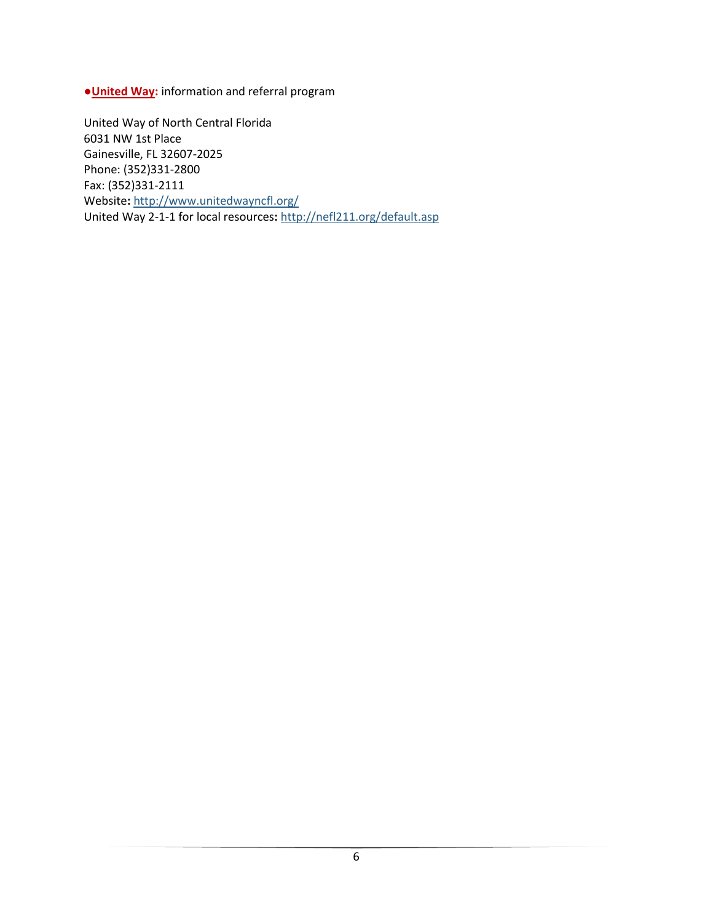●**United Way:** information and referral program

United Way of North Central Florida
6031 NW 1st Place
Gainesville, FL 32607-2025
Phone: (352)331-2800
Fax: (352)331-2111
Website**:** http://www.unitedwayncfl.org/
United Way 2-1-1 for local resources**:** http://nefl211.org/default.asp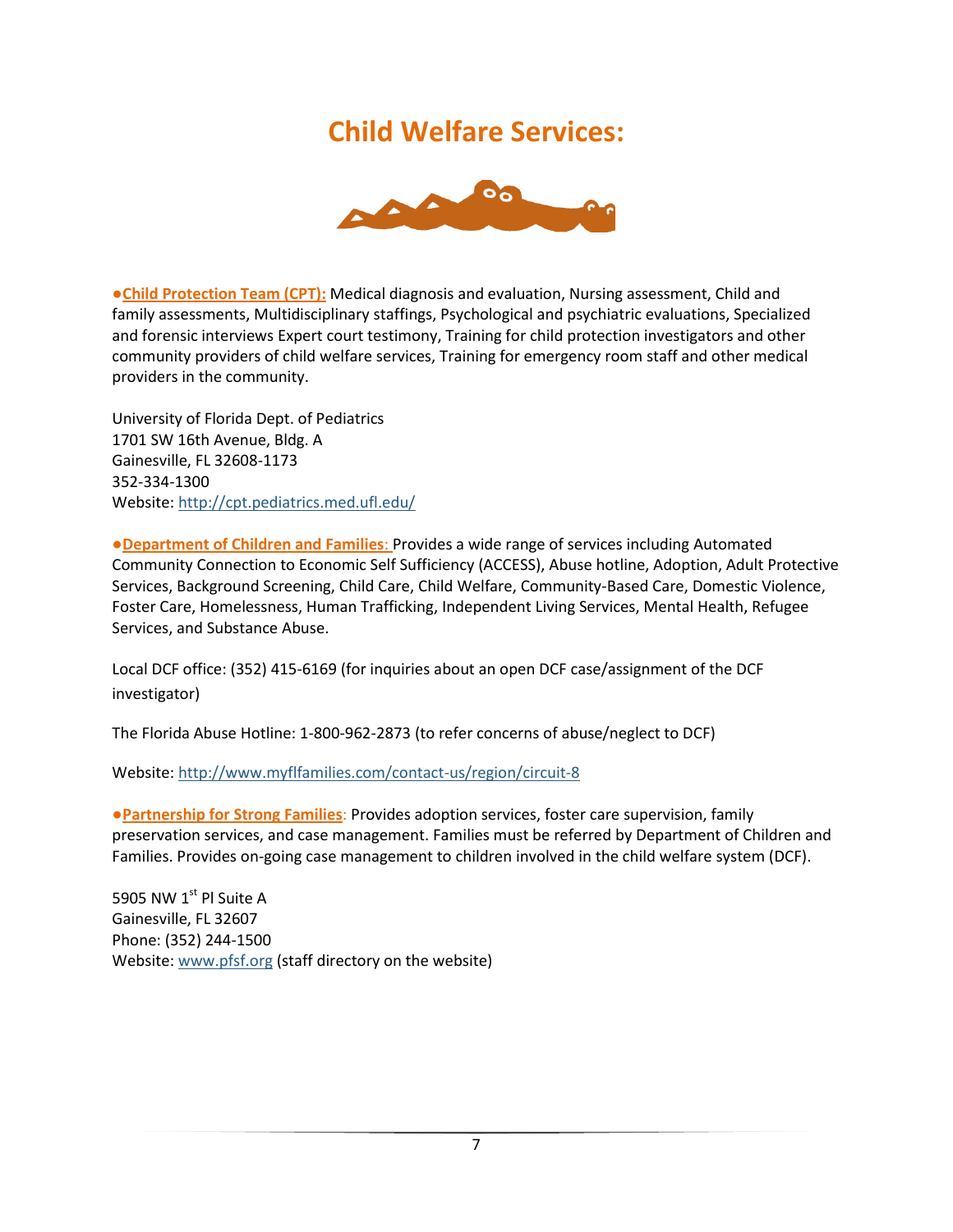# Child Welfare Services:

●**Child Protection Team (CPT):** Medical diagnosis and evaluation, Nursing assessment, Child and family assessments, Multidisciplinary staffings, Psychological and psychiatric evaluations, Specialized and forensic interviews Expert court testimony, Training for child protection investigators and other community providers of child welfare services, Training for emergency room staff and other medical providers in the community.

University of Florida Dept. of Pediatrics
1701 SW 16th Avenue, Bldg. A
Gainesville, FL 32608-1173
352-334-1300
Website: http://cpt.pediatrics.med.ufl.edu/

●**Department of Children and Families:** Provides a wide range of services including Automated Community Connection to Economic Self Sufficiency (ACCESS), Abuse hotline, Adoption, Adult Protective Services, Background Screening, Child Care, Child Welfare, Community-Based Care, Domestic Violence, Foster Care, Homelessness, Human Trafficking, Independent Living Services, Mental Health, Refugee Services, and Substance Abuse.

Local DCF office: (352) 415-6169 (for inquiries about an open DCF case/assignment of the DCF investigator)

The Florida Abuse Hotline: 1-800-962-2873 (to refer concerns of abuse/neglect to DCF)

Website: http://www.myflfamilies.com/contact-us/region/circuit-8

●**Partnership for Strong Families**: Provides adoption services, foster care supervision, family preservation services, and case management. Families must be referred by Department of Children and Families. Provides on-going case management to children involved in the child welfare system (DCF).

5905 NW 1st Pl Suite A
Gainesville, FL 32607
Phone: (352) 244-1500
Website: www.pfsf.org (staff directory on the website)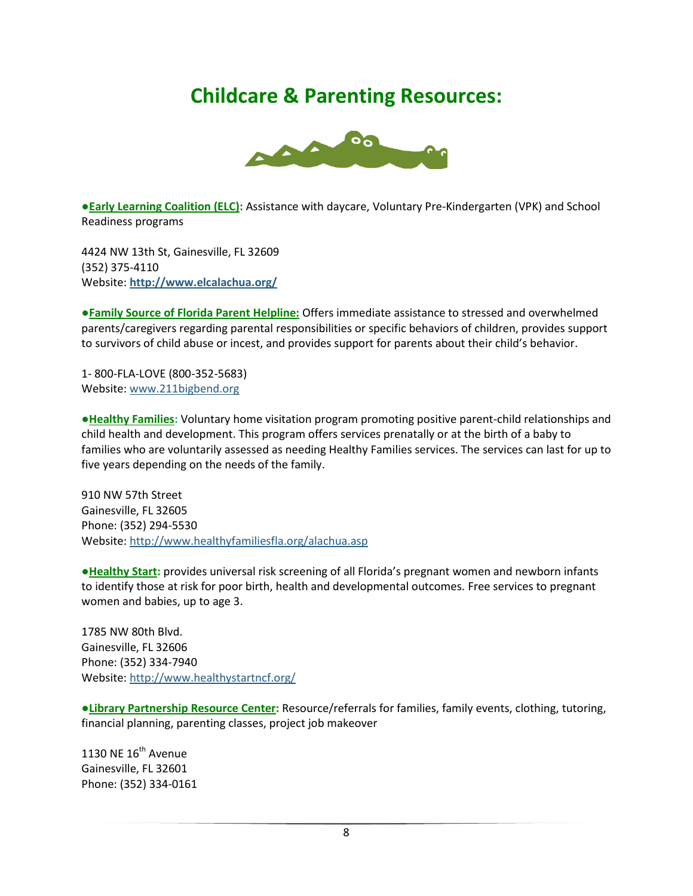# Childcare & Parenting Resources:

●**Early Learning Coalition (ELC):** Assistance with daycare, Voluntary Pre-Kindergarten (VPK) and School Readiness programs

4424 NW 13th St, Gainesville, FL 32609
(352) 375-4110
Website: **http://www.elcalachua.org/**

●**Family Source of Florida Parent Helpline:** Offers immediate assistance to stressed and overwhelmed parents/caregivers regarding parental responsibilities or specific behaviors of children, provides support to survivors of child abuse or incest, and provides support for parents about their child's behavior.

1- 800-FLA-LOVE (800-352-5683)
Website: www.211bigbend.org

●**Healthy Families:** Voluntary home visitation program promoting positive parent-child relationships and child health and development. This program offers services prenatally or at the birth of a baby to families who are voluntarily assessed as needing Healthy Families services. The services can last for up to five years depending on the needs of the family.

910 NW 57th Street
Gainesville, FL 32605
Phone: (352) 294-5530
Website: http://www.healthyfamiliesfla.org/alachua.asp

●**Healthy Start:** provides universal risk screening of all Florida's pregnant women and newborn infants to identify those at risk for poor birth, health and developmental outcomes. Free services to pregnant women and babies, up to age 3.

1785 NW 80th Blvd.
Gainesville, FL 32606
Phone: (352) 334-7940
Website: http://www.healthystartncf.org/

●**Library Partnership Resource Center:** Resource/referrals for families, family events, clothing, tutoring, financial planning, parenting classes, project job makeover

1130 NE 16th Avenue
Gainesville, FL 32601
Phone: (352) 334-0161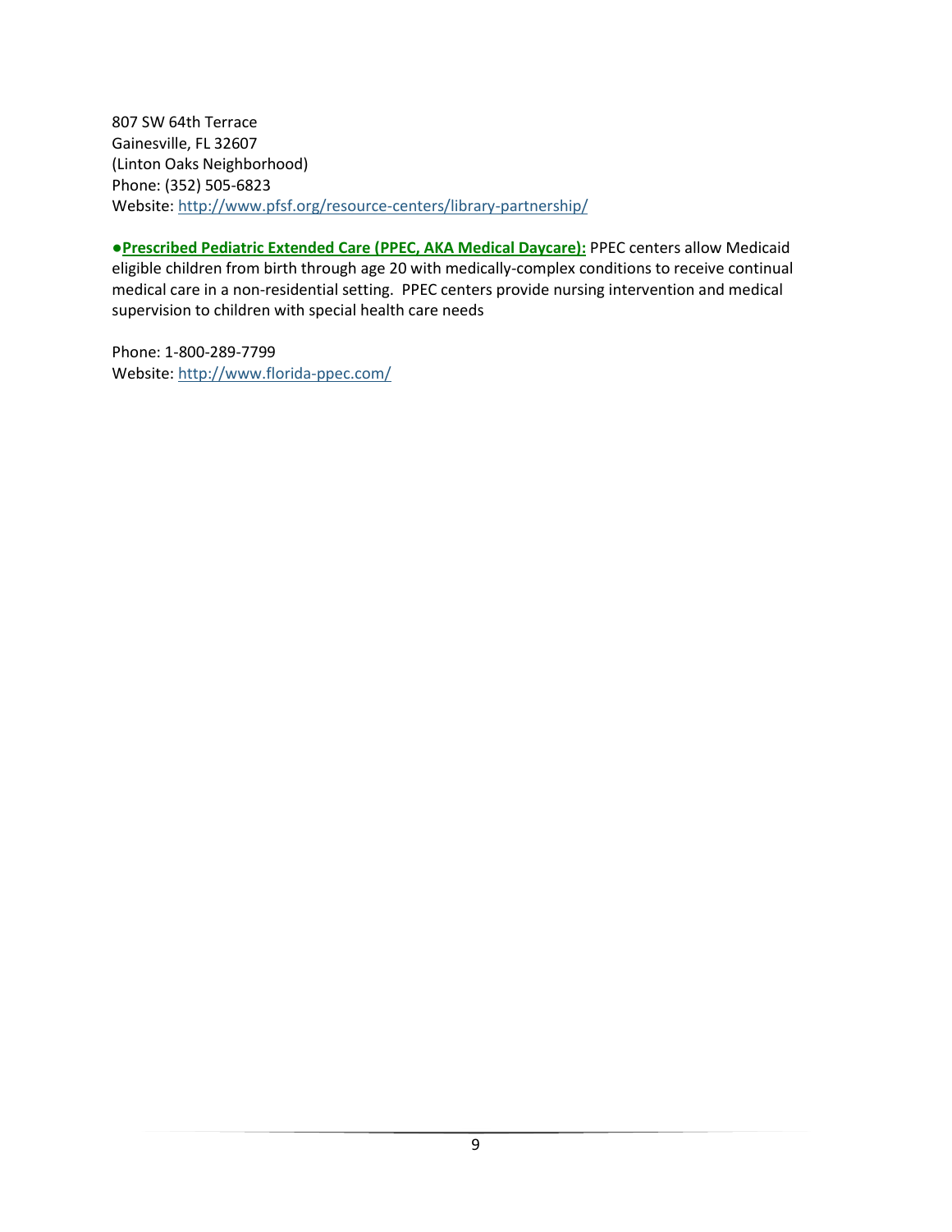807 SW 64th Terrace
Gainesville, FL 32607
(Linton Oaks Neighborhood)
Phone: (352) 505-6823
Website: [http://www.pfsf.org/resource-centers/library-partnership/](http://www.pfsf.org/resource-centers/library-partnership/)

●**Prescribed Pediatric Extended Care (PPEC, AKA Medical Daycare):** PPEC centers allow Medicaid eligible children from birth through age 20 with medically-complex conditions to receive continual medical care in a non-residential setting. PPEC centers provide nursing intervention and medical supervision to children with special health care needs

Phone: 1-800-289-7799
Website: [http://www.florida-ppec.com/](http://www.florida-ppec.com/)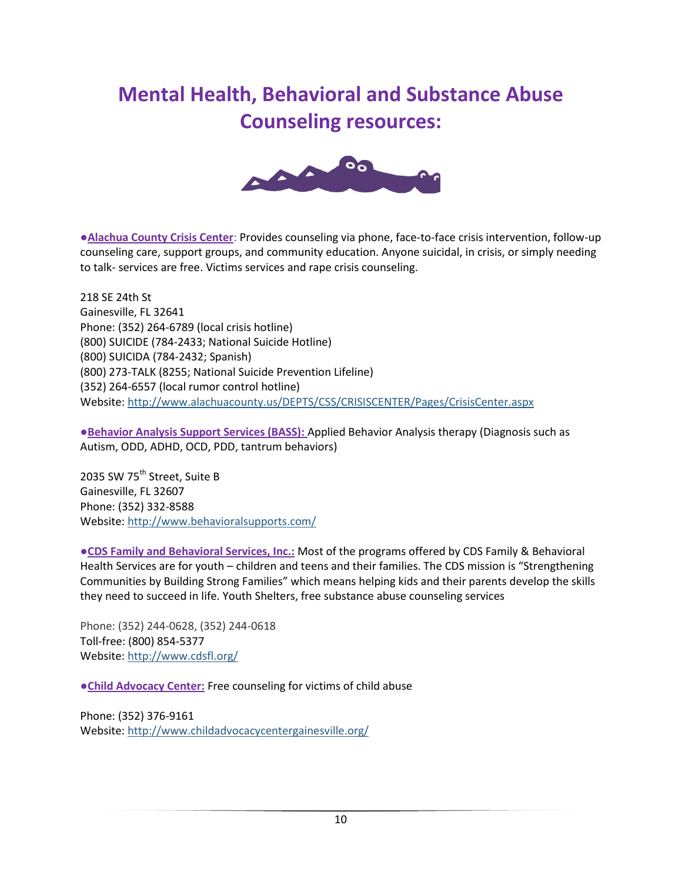# Mental Health, Behavioral and Substance Abuse Counseling resources:

●**Alachua County Crisis Center**: Provides counseling via phone, face-to-face crisis intervention, follow-up counseling care, support groups, and community education. Anyone suicidal, in crisis, or simply needing to talk- services are free. Victims services and rape crisis counseling.

218 SE 24th St
Gainesville, FL 32641
Phone: (352) 264-6789 (local crisis hotline)
(800) SUICIDE (784-2433; National Suicide Hotline)
(800) SUICIDA (784-2432; Spanish)
(800) 273-TALK (8255; National Suicide Prevention Lifeline)
(352) 264-6557 (local rumor control hotline)
Website: http://www.alachuacounty.us/DEPTS/CSS/CRISISCENTER/Pages/CrisisCenter.aspx

●**Behavior Analysis Support Services (BASS):** Applied Behavior Analysis therapy (Diagnosis such as Autism, ODD, ADHD, OCD, PDD, tantrum behaviors)

2035 SW 75th Street, Suite B
Gainesville, FL 32607
Phone: (352) 332-8588
Website: http://www.behavioralsupports.com/

●**CDS Family and Behavioral Services, Inc.:** Most of the programs offered by CDS Family & Behavioral Health Services are for youth – children and teens and their families. The CDS mission is "Strengthening Communities by Building Strong Families" which means helping kids and their parents develop the skills they need to succeed in life. Youth Shelters, free substance abuse counseling services

Phone: (352) 244-0628, (352) 244-0618
Toll-free: (800) 854-5377
Website: http://www.cdsfl.org/

●**Child Advocacy Center:** Free counseling for victims of child abuse

Phone: (352) 376-9161
Website: http://www.childadvocacycentergainesville.org/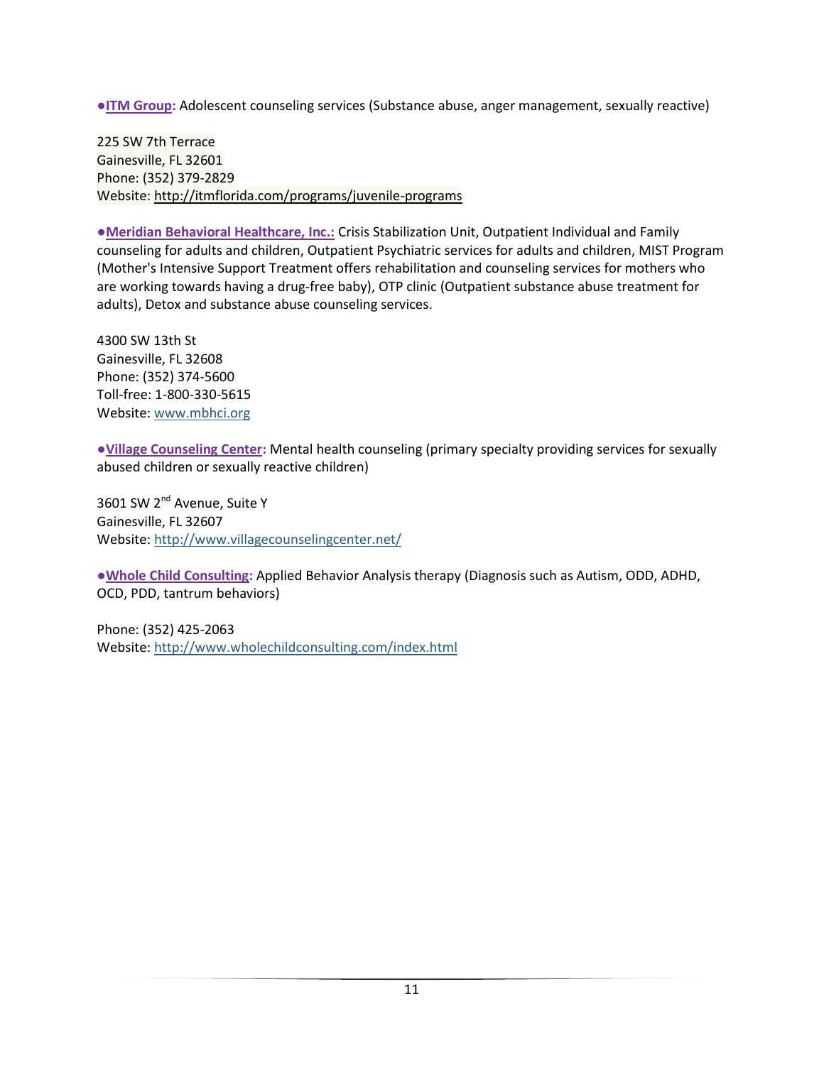●**ITM Group:** Adolescent counseling services (Substance abuse, anger management, sexually reactive)

225 SW 7th Terrace
Gainesville, FL 32601
Phone: (352) 379-2829
Website: http://itmflorida.com/programs/juvenile-programs

●**Meridian Behavioral Healthcare, Inc.:** Crisis Stabilization Unit, Outpatient Individual and Family counseling for adults and children, Outpatient Psychiatric services for adults and children, MIST Program (Mother's Intensive Support Treatment offers rehabilitation and counseling services for mothers who are working towards having a drug-free baby), OTP clinic (Outpatient substance abuse treatment for adults), Detox and substance abuse counseling services.

4300 SW 13th St
Gainesville, FL 32608
Phone: (352) 374-5600
Toll-free: 1-800-330-5615
Website: www.mbhci.org

●**Village Counseling Center:** Mental health counseling (primary specialty providing services for sexually abused children or sexually reactive children)

3601 SW 2nd Avenue, Suite Y
Gainesville, FL 32607
Website: http://www.villagecounselingcenter.net/

●**Whole Child Consulting:** Applied Behavior Analysis therapy (Diagnosis such as Autism, ODD, ADHD, OCD, PDD, tantrum behaviors)

Phone: (352) 425-2063
Website: http://www.wholechildconsulting.com/index.html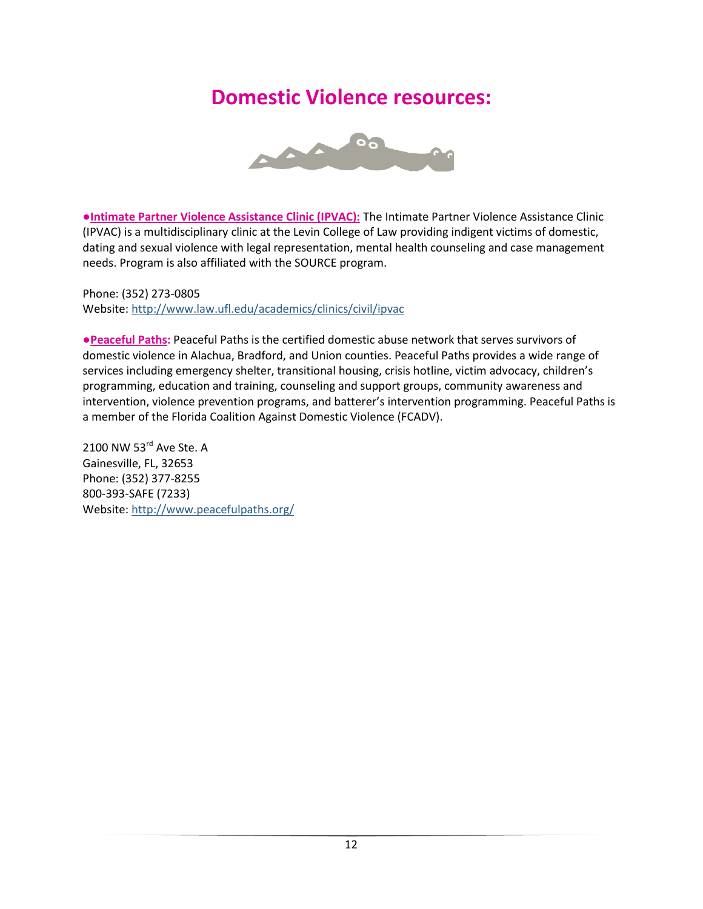# Domestic Violence resources:

●**Intimate Partner Violence Assistance Clinic (IPVAC):** The Intimate Partner Violence Assistance Clinic (IPVAC) is a multidisciplinary clinic at the Levin College of Law providing indigent victims of domestic, dating and sexual violence with legal representation, mental health counseling and case management needs. Program is also affiliated with the SOURCE program.

Phone: (352) 273-0805
Website: http://www.law.ufl.edu/academics/clinics/civil/ipvac

●**Peaceful Paths:** Peaceful Paths is the certified domestic abuse network that serves survivors of domestic violence in Alachua, Bradford, and Union counties. Peaceful Paths provides a wide range of services including emergency shelter, transitional housing, crisis hotline, victim advocacy, children's programming, education and training, counseling and support groups, community awareness and intervention, violence prevention programs, and batterer's intervention programming. Peaceful Paths is a member of the Florida Coalition Against Domestic Violence (FCADV).

2100 NW 53rd Ave Ste. A
Gainesville, FL, 32653
Phone: (352) 377-8255
800-393-SAFE (7233)
Website: http://www.peacefulpaths.org/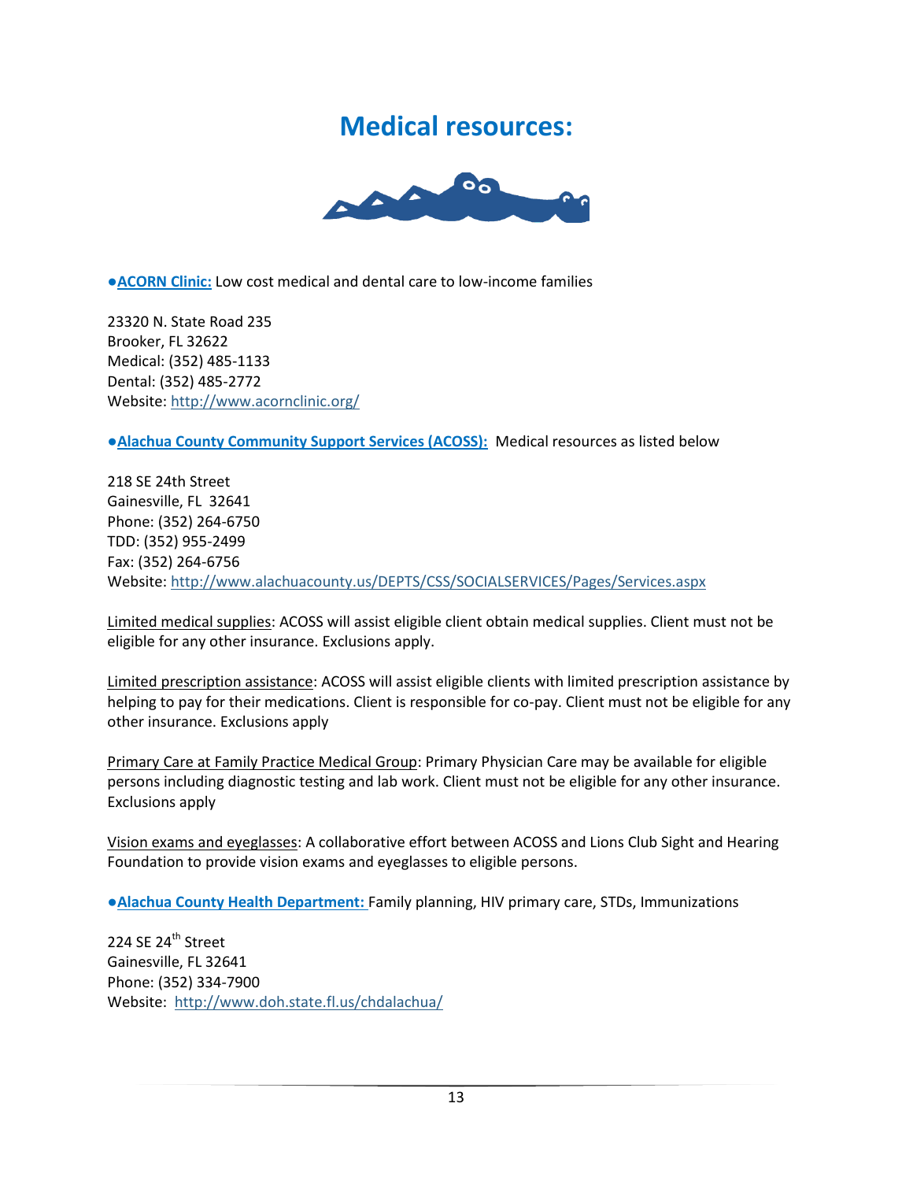# Medical resources:

●**ACORN Clinic:** Low cost medical and dental care to low-income families

23320 N. State Road 235
Brooker, FL 32622
Medical: (352) 485-1133
Dental: (352) 485-2772
Website: http://www.acornclinic.org/

●**Alachua County Community Support Services (ACOSS):** Medical resources as listed below

218 SE 24th Street
Gainesville, FL 32641
Phone: (352) 264-6750
TDD: (352) 955-2499
Fax: (352) 264-6756
Website: http://www.alachuacounty.us/DEPTS/CSS/SOCIALSERVICES/Pages/Services.aspx

Limited medical supplies: ACOSS will assist eligible client obtain medical supplies. Client must not be eligible for any other insurance. Exclusions apply.

Limited prescription assistance: ACOSS will assist eligible clients with limited prescription assistance by helping to pay for their medications. Client is responsible for co-pay. Client must not be eligible for any other insurance. Exclusions apply

Primary Care at Family Practice Medical Group: Primary Physician Care may be available for eligible persons including diagnostic testing and lab work. Client must not be eligible for any other insurance. Exclusions apply

Vision exams and eyeglasses: A collaborative effort between ACOSS and Lions Club Sight and Hearing Foundation to provide vision exams and eyeglasses to eligible persons.

●**Alachua County Health Department:** Family planning, HIV primary care, STDs, Immunizations

224 SE 24th Street
Gainesville, FL 32641
Phone: (352) 334-7900
Website: http://www.doh.state.fl.us/chdalachua/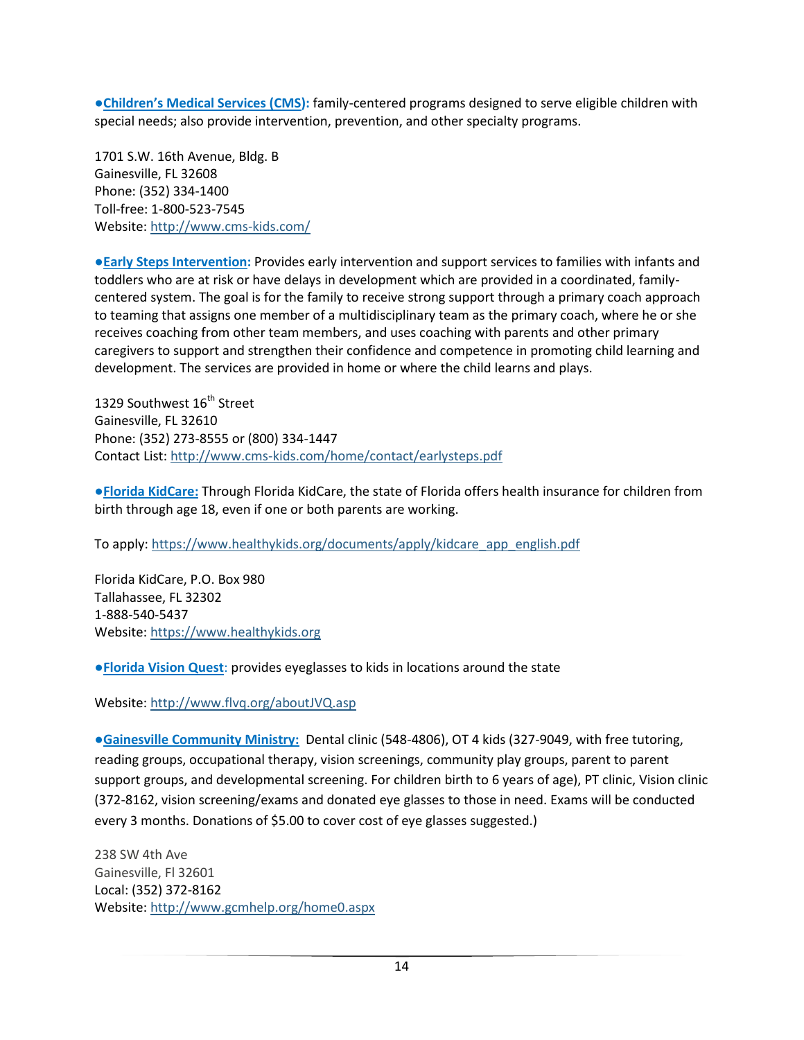●**Children's Medical Services (CMS):** family-centered programs designed to serve eligible children with special needs; also provide intervention, prevention, and other specialty programs.

1701 S.W. 16th Avenue, Bldg. B
Gainesville, FL 32608
Phone: (352) 334-1400
Toll-free: 1-800-523-7545
Website: http://www.cms-kids.com/

●**Early Steps Intervention:** Provides early intervention and support services to families with infants and toddlers who are at risk or have delays in development which are provided in a coordinated, family-centered system. The goal is for the family to receive strong support through a primary coach approach to teaming that assigns one member of a multidisciplinary team as the primary coach, where he or she receives coaching from other team members, and uses coaching with parents and other primary caregivers to support and strengthen their confidence and competence in promoting child learning and development. The services are provided in home or where the child learns and plays.

1329 Southwest 16th Street
Gainesville, FL 32610
Phone: (352) 273-8555 or (800) 334-1447
Contact List: http://www.cms-kids.com/home/contact/earlysteps.pdf

●**Florida KidCare:** Through Florida KidCare, the state of Florida offers health insurance for children from birth through age 18, even if one or both parents are working.

To apply: https://www.healthykids.org/documents/apply/kidcare_app_english.pdf

Florida KidCare, P.O. Box 980
Tallahassee, FL 32302
1-888-540-5437
Website: https://www.healthykids.org

●**Florida Vision Quest**: provides eyeglasses to kids in locations around the state

Website: http://www.flvq.org/aboutJVQ.asp

●**Gainesville Community Ministry:** Dental clinic (548-4806), OT 4 kids (327-9049, with free tutoring, reading groups, occupational therapy, vision screenings, community play groups, parent to parent support groups, and developmental screening. For children birth to 6 years of age), PT clinic, Vision clinic (372-8162, vision screening/exams and donated eye glasses to those in need. Exams will be conducted every 3 months. Donations of $5.00 to cover cost of eye glasses suggested.)

238 SW 4th Ave
Gainesville, Fl 32601
Local: (352) 372-8162
Website: http://www.gcmhelp.org/home0.aspx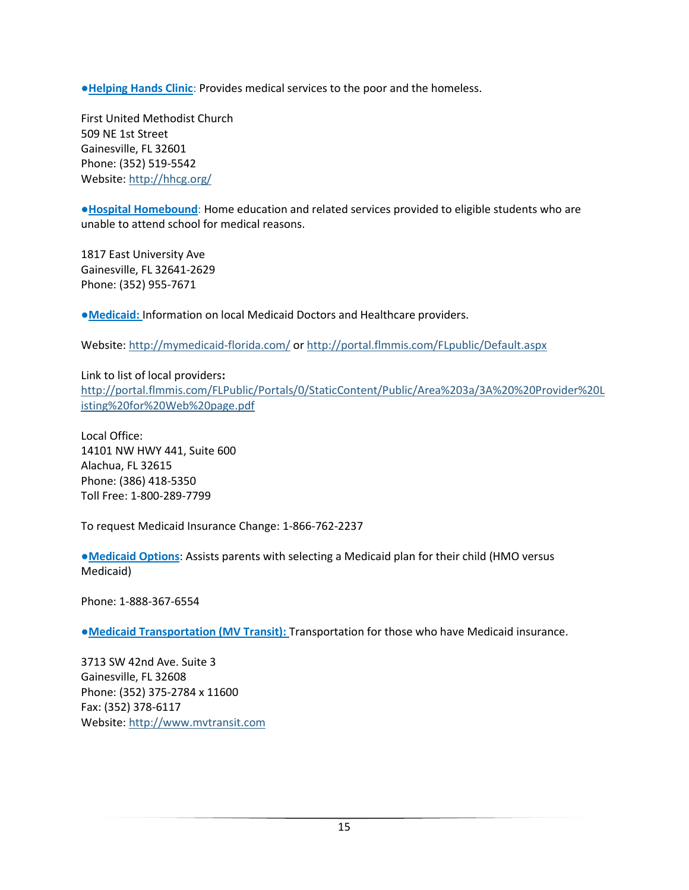●**Helping Hands Clinic**: Provides medical services to the poor and the homeless.

First United Methodist Church
509 NE 1st Street
Gainesville, FL 32601
Phone: (352) 519-5542
Website: http://hhcg.org/

●**Hospital Homebound**: Home education and related services provided to eligible students who are unable to attend school for medical reasons.

1817 East University Ave
Gainesville, FL 32641-2629
Phone: (352) 955-7671

●**Medicaid:** Information on local Medicaid Doctors and Healthcare providers.

Website: http://mymedicaid-florida.com/ or http://portal.flmmis.com/FLpublic/Default.aspx

Link to list of local providers**:**
http://portal.flmmis.com/FLPublic/Portals/0/StaticContent/Public/Area%203a/3A%20%20Provider%20Listing%20for%20Web%20page.pdf

Local Office:
14101 NW HWY 441, Suite 600
Alachua, FL 32615
Phone: (386) 418-5350
Toll Free: 1-800-289-7799

To request Medicaid Insurance Change: 1-866-762-2237

●**Medicaid Options**: Assists parents with selecting a Medicaid plan for their child (HMO versus Medicaid)

Phone: 1-888-367-6554

●**Medicaid Transportation (MV Transit):** Transportation for those who have Medicaid insurance.

3713 SW 42nd Ave. Suite 3
Gainesville, FL 32608
Phone: (352) 375-2784 x 11600
Fax: (352) 378-6117
Website: http://www.mvtransit.com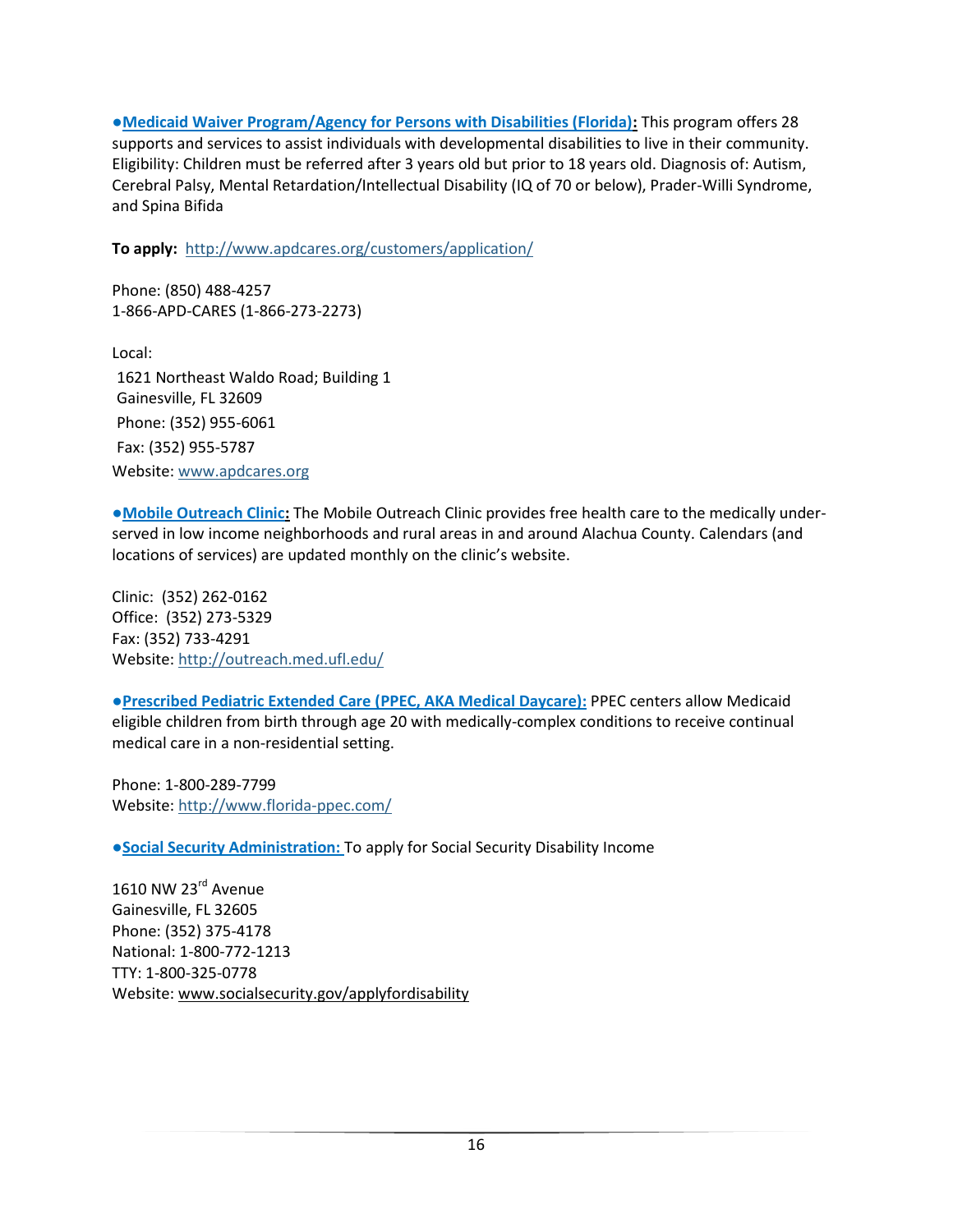●**Medicaid Waiver Program/Agency for Persons with Disabilities (Florida):** This program offers 28 supports and services to assist individuals with developmental disabilities to live in their community. Eligibility: Children must be referred after 3 years old but prior to 18 years old. Diagnosis of: Autism, Cerebral Palsy, Mental Retardation/Intellectual Disability (IQ of 70 or below), Prader-Willi Syndrome, and Spina Bifida

**To apply:** http://www.apdcares.org/customers/application/

Phone: (850) 488-4257
1-866-APD-CARES (1-866-273-2273)

Local:
1621 Northeast Waldo Road; Building 1
Gainesville, FL 32609
Phone: (352) 955-6061
Fax: (352) 955-5787
Website: www.apdcares.org

●**Mobile Outreach Clinic:** The Mobile Outreach Clinic provides free health care to the medically under-served in low income neighborhoods and rural areas in and around Alachua County. Calendars (and locations of services) are updated monthly on the clinic's website.

Clinic: (352) 262-0162
Office: (352) 273-5329
Fax: (352) 733-4291
Website: http://outreach.med.ufl.edu/

●**Prescribed Pediatric Extended Care (PPEC, AKA Medical Daycare):** PPEC centers allow Medicaid eligible children from birth through age 20 with medically-complex conditions to receive continual medical care in a non-residential setting.

Phone: 1-800-289-7799
Website: http://www.florida-ppec.com/

●**Social Security Administration:** To apply for Social Security Disability Income

1610 NW 23rd Avenue
Gainesville, FL 32605
Phone: (352) 375-4178
National: 1-800-772-1213
TTY: 1-800-325-0778
Website: www.socialsecurity.gov/applyfordisability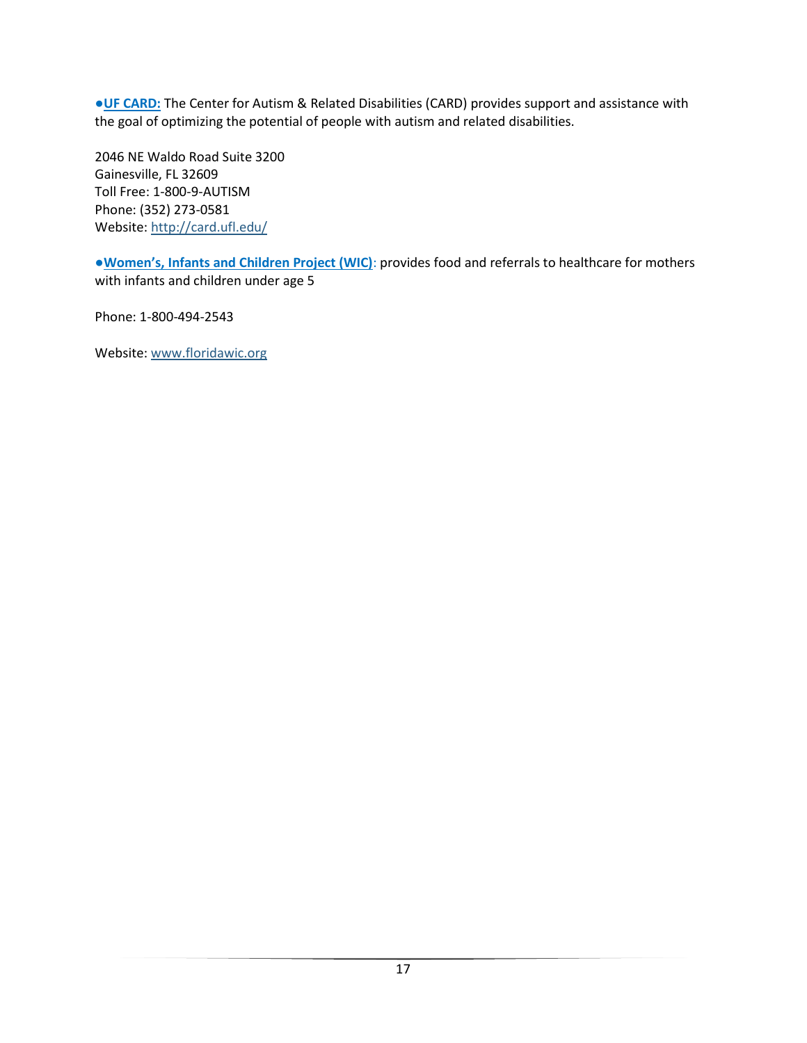●**UF CARD:** The Center for Autism & Related Disabilities (CARD) provides support and assistance with the goal of optimizing the potential of people with autism and related disabilities.

2046 NE Waldo Road Suite 3200  
Gainesville, FL 32609  
Toll Free: 1-800-9-AUTISM  
Phone: (352) 273-0581  
Website: http://card.ufl.edu/

●**Women's, Infants and Children Project (WIC)**: provides food and referrals to healthcare for mothers with infants and children under age 5

Phone: 1-800-494-2543

Website: www.floridawic.org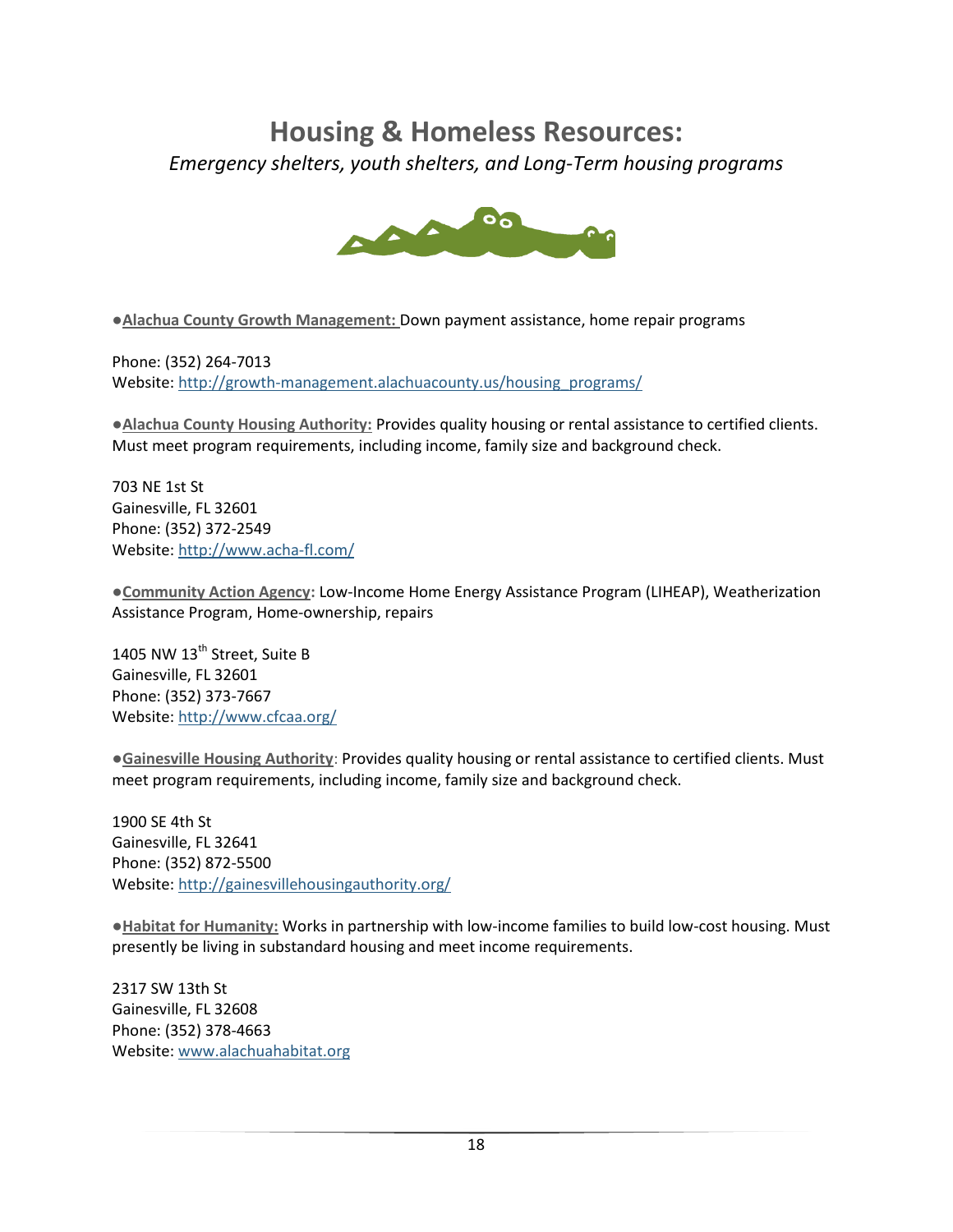# Housing & Homeless Resources:

*Emergency shelters, youth shelters, and Long-Term housing programs*

●**Alachua County Growth Management:** Down payment assistance, home repair programs

Phone: (352) 264-7013
Website: http://growth-management.alachuacounty.us/housing_programs/

●**Alachua County Housing Authority:** Provides quality housing or rental assistance to certified clients. Must meet program requirements, including income, family size and background check.

703 NE 1st St
Gainesville, FL 32601
Phone: (352) 372-2549
Website: http://www.acha-fl.com/

●**Community Action Agency:** Low-Income Home Energy Assistance Program (LIHEAP), Weatherization Assistance Program, Home-ownership, repairs

1405 NW 13th Street, Suite B
Gainesville, FL 32601
Phone: (352) 373-7667
Website: http://www.cfcaa.org/

●**Gainesville Housing Authority**: Provides quality housing or rental assistance to certified clients. Must meet program requirements, including income, family size and background check.

1900 SE 4th St
Gainesville, FL 32641
Phone: (352) 872-5500
Website: http://gainesvillehousingauthority.org/

●**Habitat for Humanity:** Works in partnership with low-income families to build low-cost housing. Must presently be living in substandard housing and meet income requirements.

2317 SW 13th St
Gainesville, FL 32608
Phone: (352) 378-4663
Website: www.alachuahabitat.org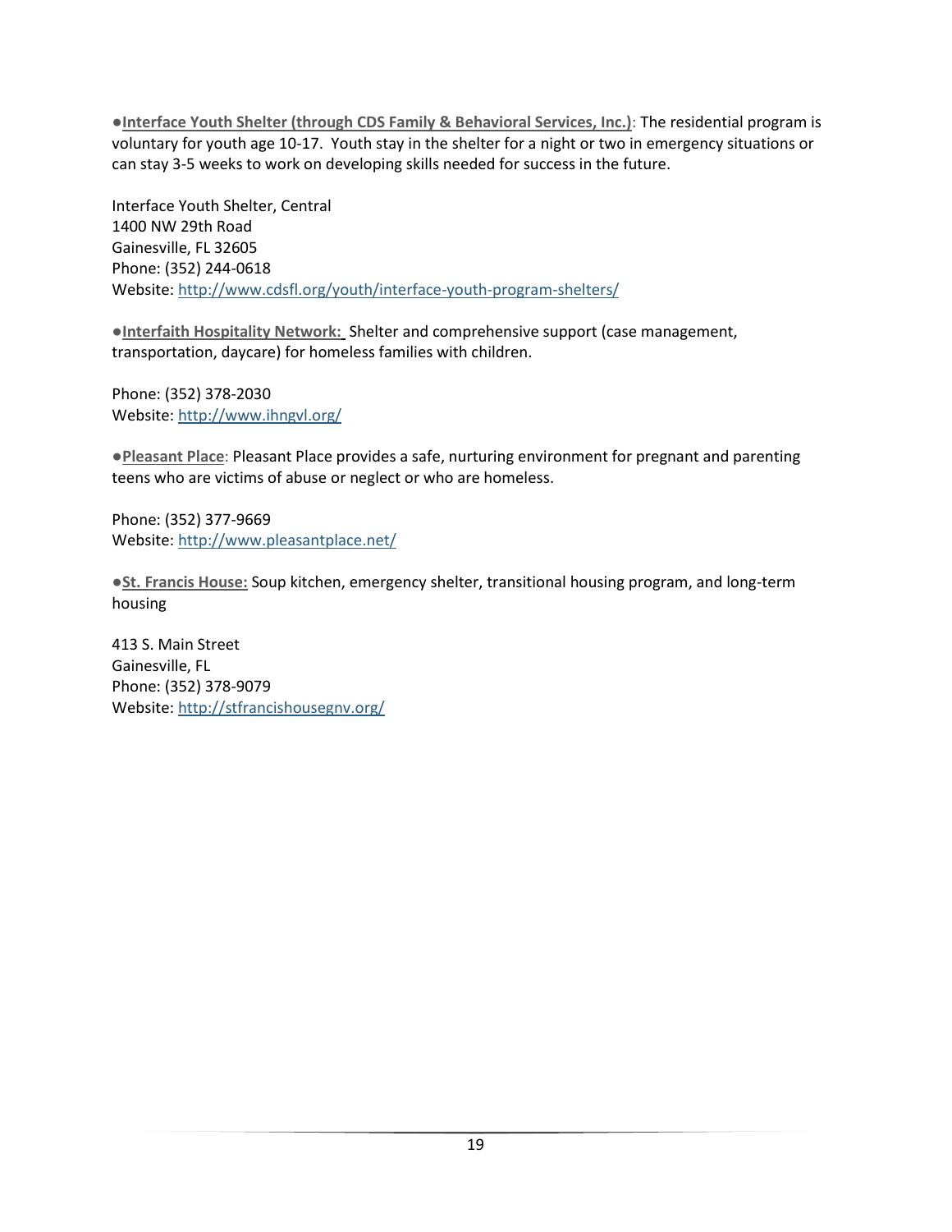●**Interface Youth Shelter (through CDS Family & Behavioral Services, Inc.)**: The residential program is voluntary for youth age 10-17. Youth stay in the shelter for a night or two in emergency situations or can stay 3-5 weeks to work on developing skills needed for success in the future.

Interface Youth Shelter, Central
1400 NW 29th Road
Gainesville, FL 32605
Phone: (352) 244-0618
Website: http://www.cdsfl.org/youth/interface-youth-program-shelters/

●**Interfaith Hospitality Network:** Shelter and comprehensive support (case management, transportation, daycare) for homeless families with children.

Phone: (352) 378-2030
Website: http://www.ihngvl.org/

●**Pleasant Place**: Pleasant Place provides a safe, nurturing environment for pregnant and parenting teens who are victims of abuse or neglect or who are homeless.

Phone: (352) 377-9669
Website: http://www.pleasantplace.net/

●**St. Francis House:** Soup kitchen, emergency shelter, transitional housing program, and long-term housing

413 S. Main Street
Gainesville, FL
Phone: (352) 378-9079
Website: http://stfrancishousegnv.org/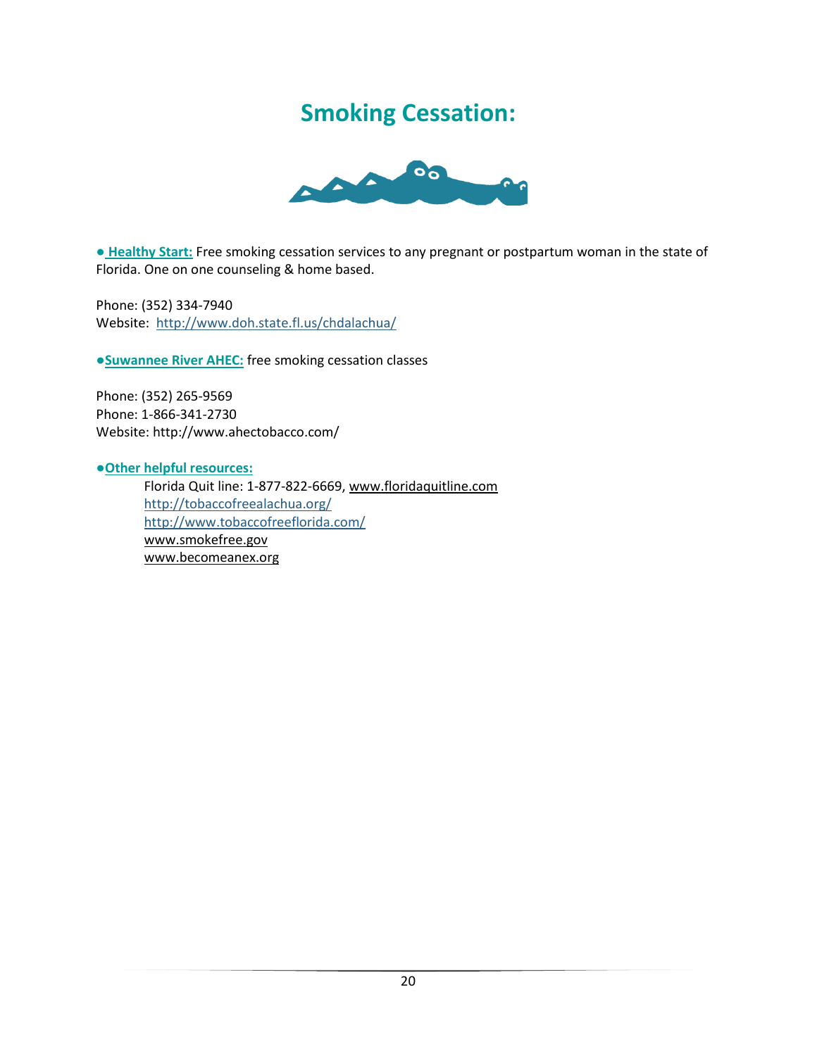# Smoking Cessation:

● **Healthy Start:** Free smoking cessation services to any pregnant or postpartum woman in the state of Florida. One on one counseling & home based.

Phone: (352) 334-7940
Website: http://www.doh.state.fl.us/chdalachua/

●**Suwannee River AHEC:** free smoking cessation classes

Phone: (352) 265-9569
Phone: 1-866-341-2730
Website: http://www.ahectobacco.com/

●**Other helpful resources:**

Florida Quit line: 1-877-822-6669, www.floridaquitline.com
http://tobaccofreealachua.org/
http://www.tobaccofreeflorida.com/
www.smokefree.gov
www.becomeanex.org